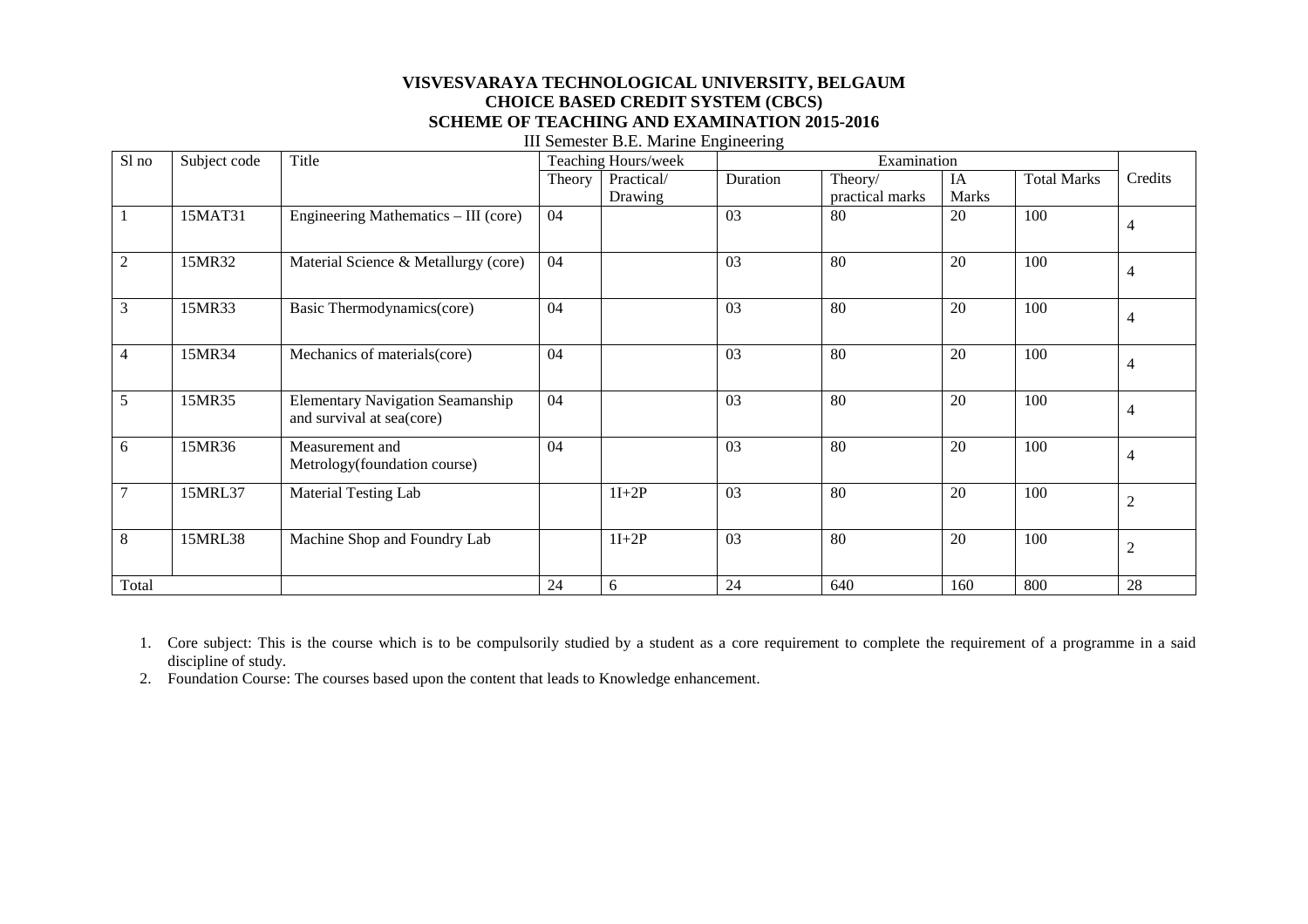**VISVESVARAYA TECHNOLOGICAL UNIVERSITY, BELGAUM**
**CHOICE BASED CREDIT SYSTEM (CBCS)**
**SCHEME OF TEACHING AND EXAMINATION 2015-2016**

III Semester B.E. Marine Engineering

| Sl no | Subject code | Title | Teaching Hours/week | | Examination | | | | Credits |
|---|---|---|---|---|---|---|---|---|---|
| | | | Theory | Practical/ Drawing | Duration | Theory/ practical marks | IA Marks | Total Marks | |
| 1 | 15MAT31 | Engineering Mathematics – III (core) | 04 | | 03 | 80 | 20 | 100 | 4 |
| 2 | 15MR32 | Material Science & Metallurgy (core) | 04 | | 03 | 80 | 20 | 100 | 4 |
| 3 | 15MR33 | Basic Thermodynamics(core) | 04 | | 03 | 80 | 20 | 100 | 4 |
| 4 | 15MR34 | Mechanics of materials(core) | 04 | | 03 | 80 | 20 | 100 | 4 |
| 5 | 15MR35 | Elementary Navigation Seamanship and survival at sea(core) | 04 | | 03 | 80 | 20 | 100 | 4 |
| 6 | 15MR36 | Measurement and Metrology(foundation course) | 04 | | 03 | 80 | 20 | 100 | 4 |
| 7 | 15MRL37 | Material Testing Lab | | 1I+2P | 03 | 80 | 20 | 100 | 2 |
| 8 | 15MRL38 | Machine Shop and Foundry Lab | | 1I+2P | 03 | 80 | 20 | 100 | 2 |
| Total | | | 24 | 6 | 24 | 640 | 160 | 800 | 28 |

1. Core subject: This is the course which is to be compulsorily studied by a student as a core requirement to complete the requirement of a programme in a said discipline of study.
2. Foundation Course: The courses based upon the content that leads to Knowledge enhancement.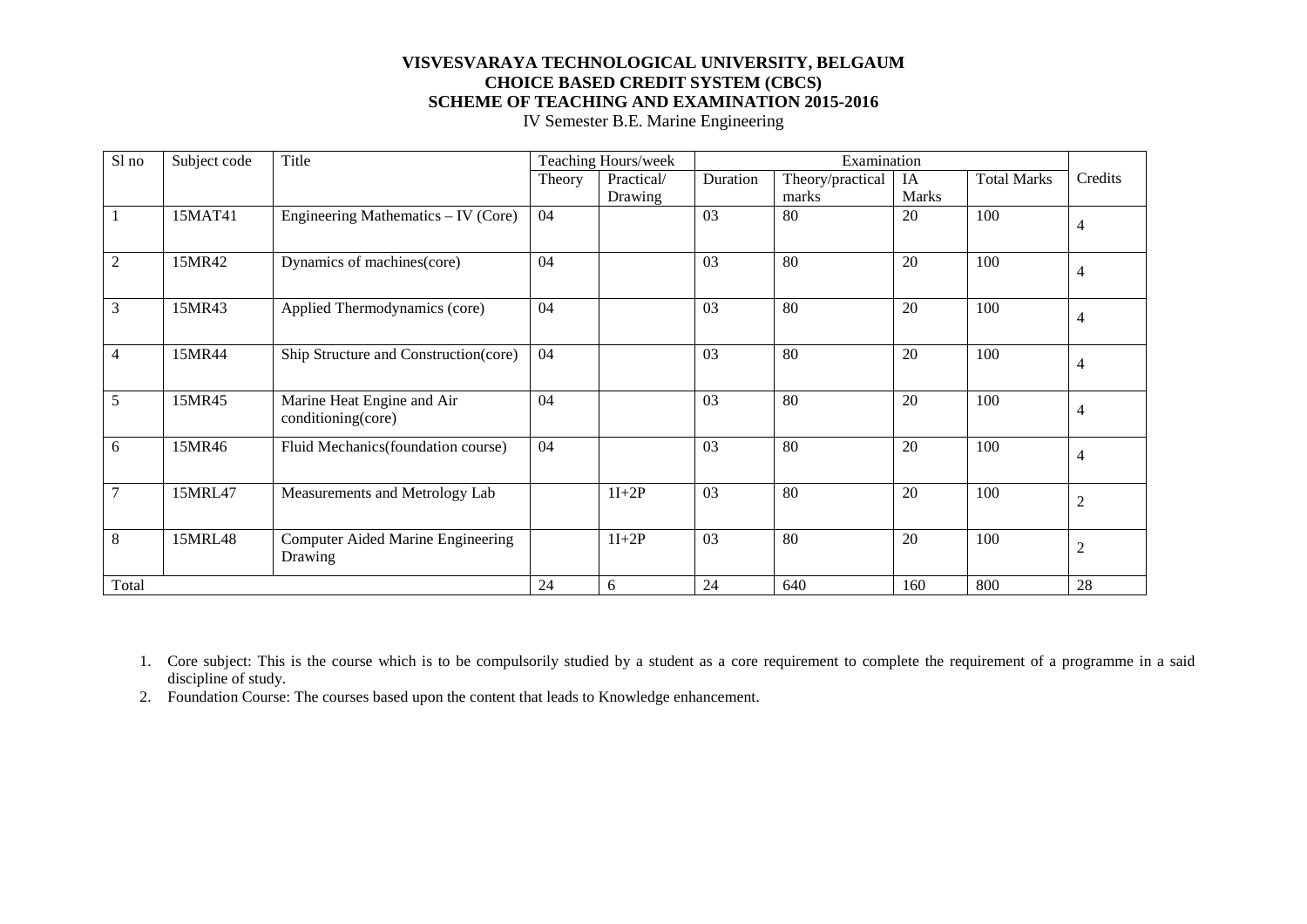**VISVESVARAYA TECHNOLOGICAL UNIVERSITY, BELGAUM**
**CHOICE BASED CREDIT SYSTEM (CBCS)**
**SCHEME OF TEACHING AND EXAMINATION 2015-2016**
IV Semester B.E. Marine Engineering

| Sl no | Subject code | Title | Teaching Hours/week | | Examination | | | | Credits |
|---|---|---|---|---|---|---|---|---|---|
| | | | Theory | Practical/ Drawing | Duration | Theory/practical marks | IA Marks | Total Marks | |
| 1 | 15MAT41 | Engineering Mathematics – IV (Core) | 04 | | 03 | 80 | 20 | 100 | 4 |
| 2 | 15MR42 | Dynamics of machines(core) | 04 | | 03 | 80 | 20 | 100 | 4 |
| 3 | 15MR43 | Applied Thermodynamics (core) | 04 | | 03 | 80 | 20 | 100 | 4 |
| 4 | 15MR44 | Ship Structure and Construction(core) | 04 | | 03 | 80 | 20 | 100 | 4 |
| 5 | 15MR45 | Marine Heat Engine and Air conditioning(core) | 04 | | 03 | 80 | 20 | 100 | 4 |
| 6 | 15MR46 | Fluid Mechanics(foundation course) | 04 | | 03 | 80 | 20 | 100 | 4 |
| 7 | 15MRL47 | Measurements and Metrology Lab | | 1I+2P | 03 | 80 | 20 | 100 | 2 |
| 8 | 15MRL48 | Computer Aided Marine Engineering Drawing | | 1I+2P | 03 | 80 | 20 | 100 | 2 |
| Total | | | 24 | 6 | 24 | 640 | 160 | 800 | 28 |

1. Core subject: This is the course which is to be compulsorily studied by a student as a core requirement to complete the requirement of a programme in a said discipline of study.
2. Foundation Course: The courses based upon the content that leads to Knowledge enhancement.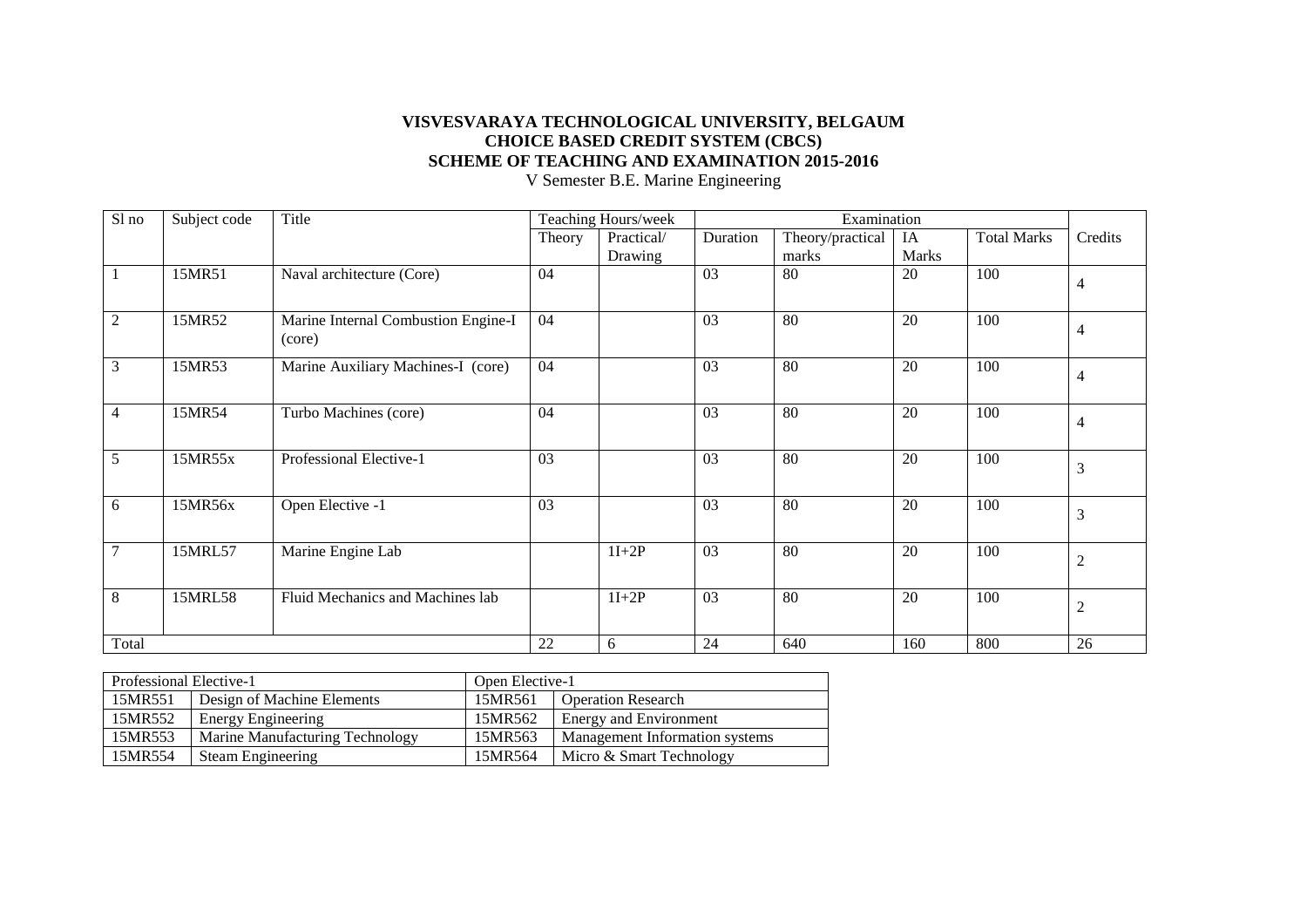**VISVESVARAYA TECHNOLOGICAL UNIVERSITY, BELGAUM**
**CHOICE BASED CREDIT SYSTEM (CBCS)**
**SCHEME OF TEACHING AND EXAMINATION 2015-2016**
V Semester B.E. Marine Engineering

| Sl no | Subject code | Title | Teaching Hours/week | | Examination | | | | Credits |
|---|---|---|---|---|---|---|---|---|---|
| | | | Theory | Practical/ Drawing | Duration | Theory/practical marks | IA Marks | Total Marks | |
| 1 | 15MR51 | Naval architecture (Core) | 04 | | 03 | 80 | 20 | 100 | 4 |
| 2 | 15MR52 | Marine Internal Combustion Engine-I (core) | 04 | | 03 | 80 | 20 | 100 | 4 |
| 3 | 15MR53 | Marine Auxiliary Machines-I (core) | 04 | | 03 | 80 | 20 | 100 | 4 |
| 4 | 15MR54 | Turbo Machines (core) | 04 | | 03 | 80 | 20 | 100 | 4 |
| 5 | 15MR55x | Professional Elective-1 | 03 | | 03 | 80 | 20 | 100 | 3 |
| 6 | 15MR56x | Open Elective -1 | 03 | | 03 | 80 | 20 | 100 | 3 |
| 7 | 15MRL57 | Marine Engine Lab | | 1I+2P | 03 | 80 | 20 | 100 | 2 |
| 8 | 15MRL58 | Fluid Mechanics and Machines lab | | 1I+2P | 03 | 80 | 20 | 100 | 2 |
| Total | | | 22 | 6 | 24 | 640 | 160 | 800 | 26 |

| Professional Elective-1 | | Open Elective-1 | |
|---|---|---|---|
| 15MR551 | Design of Machine Elements | 15MR561 | Operation Research |
| 15MR552 | Energy Engineering | 15MR562 | Energy and Environment |
| 15MR553 | Marine Manufacturing Technology | 15MR563 | Management Information systems |
| 15MR554 | Steam Engineering | 15MR564 | Micro & Smart Technology |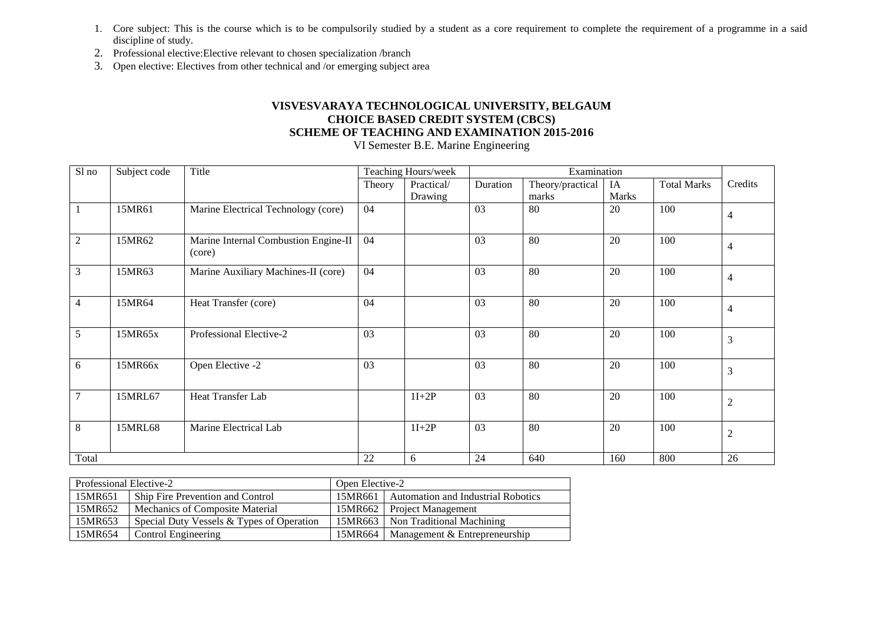1. Core subject: This is the course which is to be compulsorily studied by a student as a core requirement to complete the requirement of a programme in a said discipline of study.
2. Professional elective:Elective relevant to chosen specialization /branch
3. Open elective: Electives from other technical and /or emerging subject area

**VISVESVARAYA TECHNOLOGICAL UNIVERSITY, BELGAUM**
**CHOICE BASED CREDIT SYSTEM (CBCS)**
**SCHEME OF TEACHING AND EXAMINATION 2015-2016**
VI Semester B.E. Marine Engineering

| Sl no | Subject code | Title | Teaching Hours/week | | Examination | | | | Credits |
|---|---|---|---|---|---|---|---|---|---|
| | | | Theory | Practical/ Drawing | Duration | Theory/practical marks | IA Marks | Total Marks | |
| 1 | 15MR61 | Marine Electrical Technology (core) | 04 | | 03 | 80 | 20 | 100 | 4 |
| 2 | 15MR62 | Marine Internal Combustion Engine-II (core) | 04 | | 03 | 80 | 20 | 100 | 4 |
| 3 | 15MR63 | Marine Auxiliary Machines-II (core) | 04 | | 03 | 80 | 20 | 100 | 4 |
| 4 | 15MR64 | Heat Transfer (core) | 04 | | 03 | 80 | 20 | 100 | 4 |
| 5 | 15MR65x | Professional Elective-2 | 03 | | 03 | 80 | 20 | 100 | 3 |
| 6 | 15MR66x | Open Elective -2 | 03 | | 03 | 80 | 20 | 100 | 3 |
| 7 | 15MRL67 | Heat Transfer Lab | | 1I+2P | 03 | 80 | 20 | 100 | 2 |
| 8 | 15MRL68 | Marine Electrical Lab | | 1I+2P | 03 | 80 | 20 | 100 | 2 |
| Total | | | 22 | 6 | 24 | 640 | 160 | 800 | 26 |

| Professional Elective-2 | | Open Elective-2 | |
|---|---|---|---|
| 15MR651 | Ship Fire Prevention and Control | 15MR661 | Automation and Industrial Robotics |
| 15MR652 | Mechanics of Composite Material | 15MR662 | Project Management |
| 15MR653 | Special Duty Vessels & Types of Operation | 15MR663 | Non Traditional Machining |
| 15MR654 | Control Engineering | 15MR664 | Management & Entrepreneurship |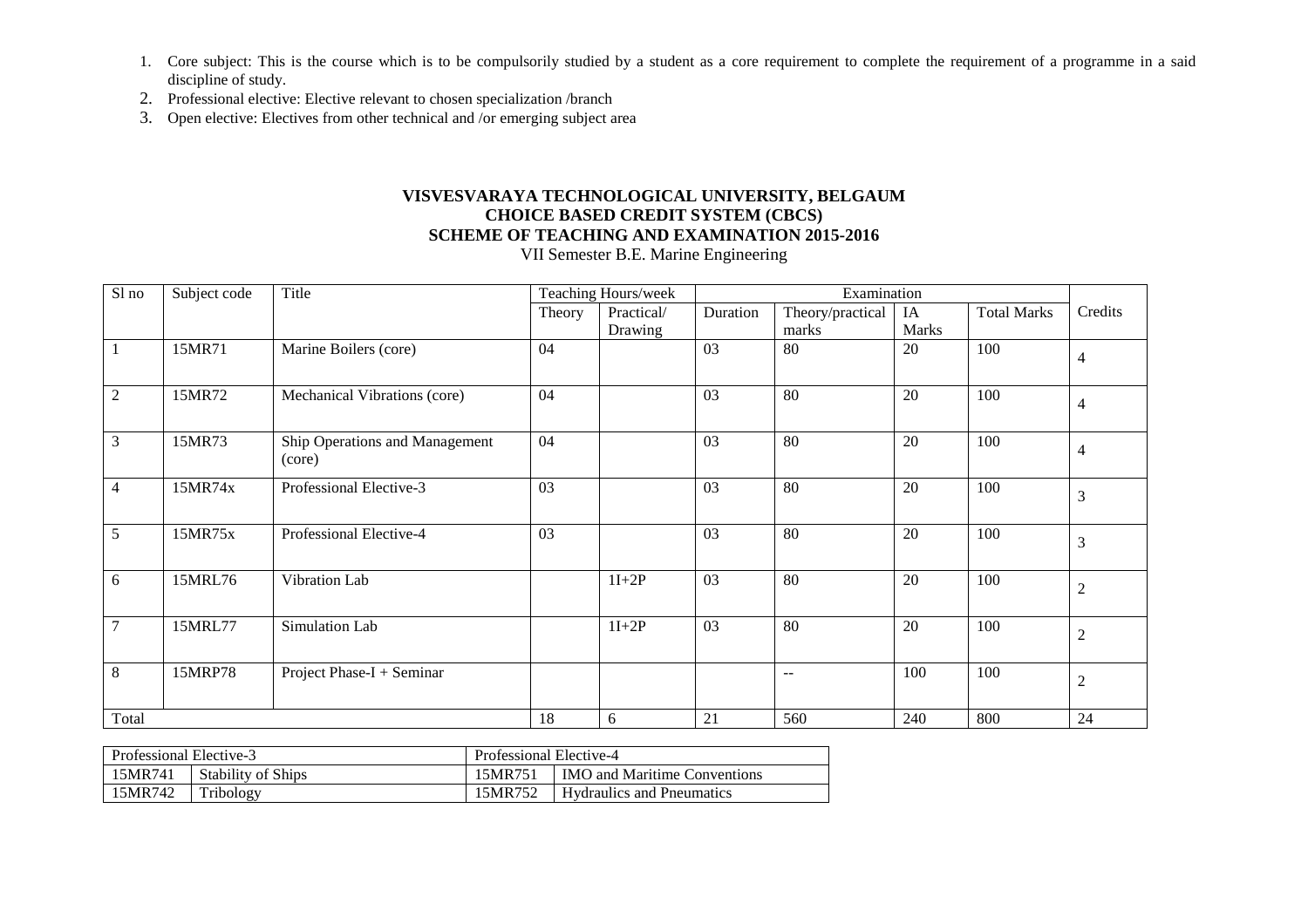1. Core subject: This is the course which is to be compulsorily studied by a student as a core requirement to complete the requirement of a programme in a said discipline of study.
2. Professional elective: Elective relevant to chosen specialization /branch
3. Open elective: Electives from other technical and /or emerging subject area

**VISVESVARAYA TECHNOLOGICAL UNIVERSITY, BELGAUM**
**CHOICE BASED CREDIT SYSTEM (CBCS)**
**SCHEME OF TEACHING AND EXAMINATION 2015-2016**
VII Semester B.E. Marine Engineering

| Sl no | Subject code | Title | Teaching Hours/week | | Examination | | | | Credits |
|---|---|---|---|---|---|---|---|---|---|
| | | | Theory | Practical/ Drawing | Duration | Theory/practical marks | IA Marks | Total Marks | |
| 1 | 15MR71 | Marine Boilers (core) | 04 | | 03 | 80 | 20 | 100 | 4 |
| 2 | 15MR72 | Mechanical Vibrations (core) | 04 | | 03 | 80 | 20 | 100 | 4 |
| 3 | 15MR73 | Ship Operations and Management (core) | 04 | | 03 | 80 | 20 | 100 | 4 |
| 4 | 15MR74x | Professional Elective-3 | 03 | | 03 | 80 | 20 | 100 | 3 |
| 5 | 15MR75x | Professional Elective-4 | 03 | | 03 | 80 | 20 | 100 | 3 |
| 6 | 15MRL76 | Vibration Lab | | 1I+2P | 03 | 80 | 20 | 100 | 2 |
| 7 | 15MRL77 | Simulation Lab | | 1I+2P | 03 | 80 | 20 | 100 | 2 |
| 8 | 15MRP78 | Project Phase-I + Seminar | | | | -- | 100 | 100 | 2 |
| Total | | | 18 | 6 | 21 | 560 | 240 | 800 | 24 |

| Professional Elective-3 | | Professional Elective-4 | |
|---|---|---|---|
| 15MR741 | Stability of Ships | 15MR751 | IMO and Maritime Conventions |
| 15MR742 | Tribology | 15MR752 | Hydraulics and Pneumatics |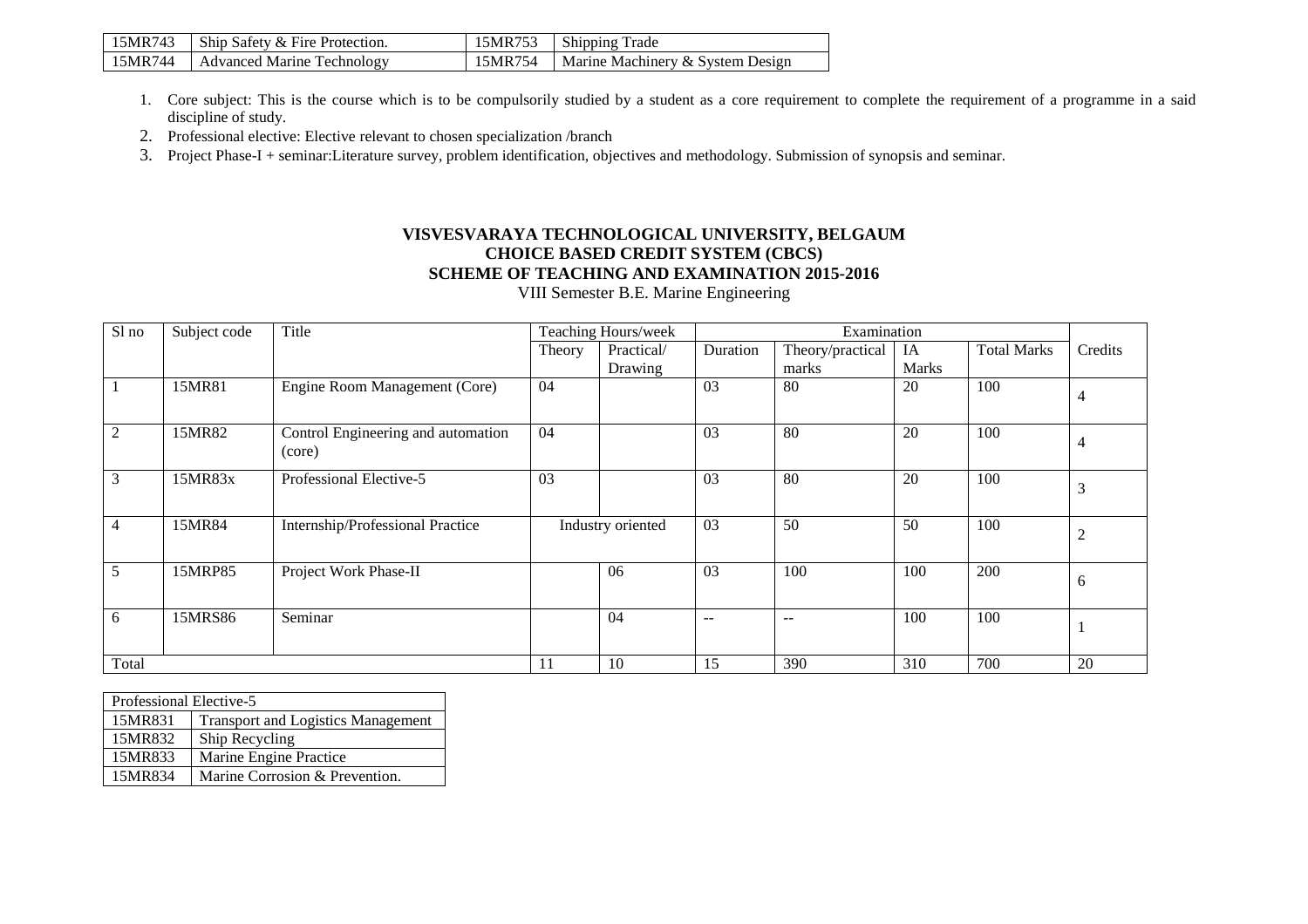| | | | |
|---|---|---|---|
| 15MR743 | Ship Safety & Fire Protection. | 15MR753 | Shipping Trade |
| 15MR744 | Advanced Marine Technology | 15MR754 | Marine Machinery & System Design |

1. Core subject: This is the course which is to be compulsorily studied by a student as a core requirement to complete the requirement of a programme in a said discipline of study.
2. Professional elective: Elective relevant to chosen specialization /branch
3. Project Phase-I + seminar:Literature survey, problem identification, objectives and methodology. Submission of synopsis and seminar.

**VISVESVARAYA TECHNOLOGICAL UNIVERSITY, BELGAUM**
**CHOICE BASED CREDIT SYSTEM (CBCS)**
**SCHEME OF TEACHING AND EXAMINATION 2015-2016**
VIII Semester B.E. Marine Engineering

| Sl no | Subject code | Title | Teaching Hours/week | | Examination | | | | Credits |
|---|---|---|---|---|---|---|---|---|---|
| | | | Theory | Practical/ Drawing | Duration | Theory/practical marks | IA Marks | Total Marks | |
| 1 | 15MR81 | Engine Room Management (Core) | 04 | | 03 | 80 | 20 | 100 | 4 |
| 2 | 15MR82 | Control Engineering and automation (core) | 04 | | 03 | 80 | 20 | 100 | 4 |
| 3 | 15MR83x | Professional Elective-5 | 03 | | 03 | 80 | 20 | 100 | 3 |
| 4 | 15MR84 | Internship/Professional Practice | Industry oriented | | 03 | 50 | 50 | 100 | 2 |
| 5 | 15MRP85 | Project Work Phase-II | | 06 | 03 | 100 | 100 | 200 | 6 |
| 6 | 15MRS86 | Seminar | | 04 | -- | -- | 100 | 100 | 1 |
| Total | | | 11 | 10 | 15 | 390 | 310 | 700 | 20 |

| Professional Elective-5 | |
|---|---|
| 15MR831 | Transport and Logistics Management |
| 15MR832 | Ship Recycling |
| 15MR833 | Marine Engine Practice |
| 15MR834 | Marine Corrosion & Prevention. |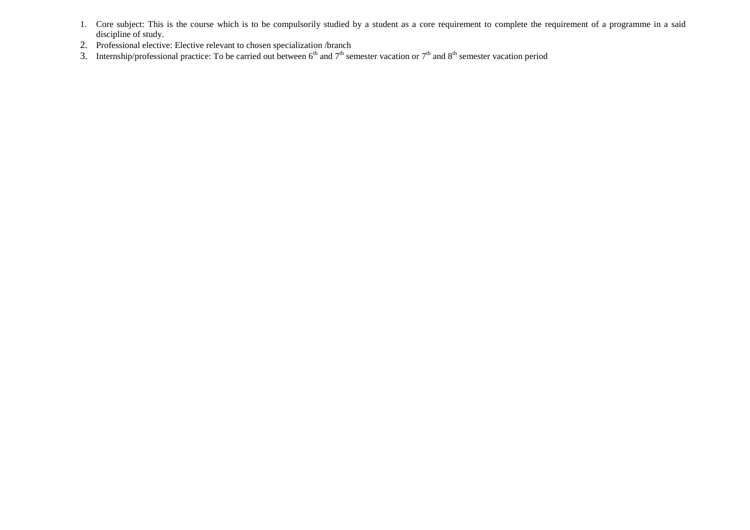1. Core subject: This is the course which is to be compulsorily studied by a student as a core requirement to complete the requirement of a programme in a said discipline of study.
2. Professional elective: Elective relevant to chosen specialization /branch
3. Internship/professional practice: To be carried out between 6th and 7th semester vacation or 7th and 8th semester vacation period